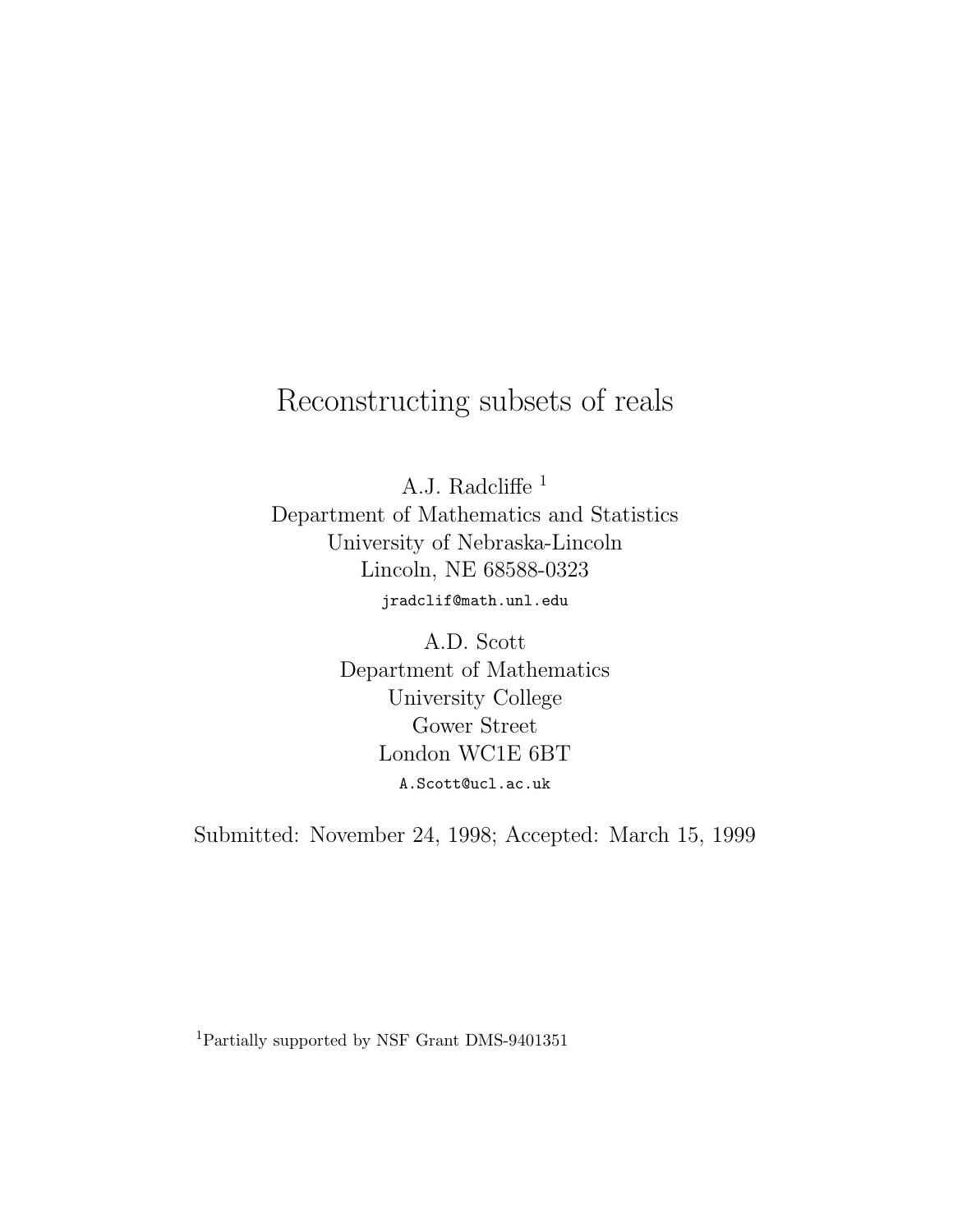# Reconstructing subsets of reals

A.J. Radcliffe [1]
Department of Mathematics and Statistics
University of Nebraska-Lincoln
Lincoln, NE 68588-0323
jradclif@math.unl.edu

A.D. Scott
Department of Mathematics
University College
Gower Street
London WC1E 6BT
A.Scott@ucl.ac.uk

Submitted: November 24, 1998; Accepted: March 15, 1999

[1] Partially supported by NSF Grant DMS-9401351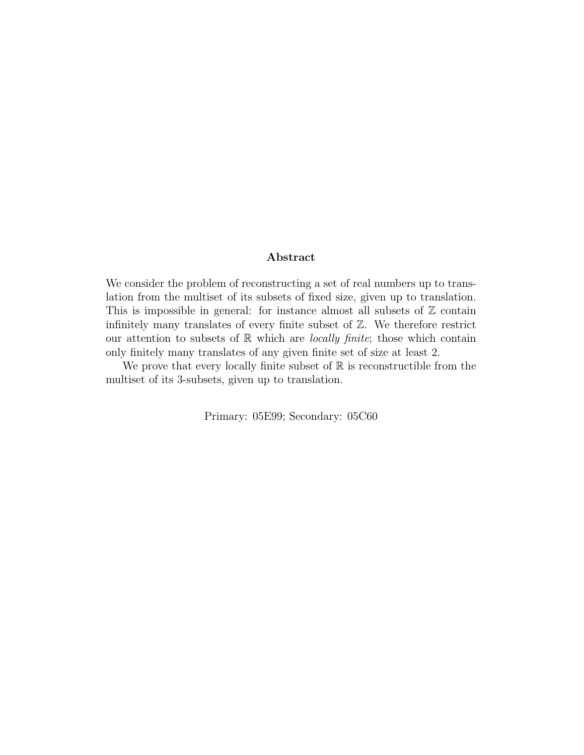## Abstract

We consider the problem of reconstructing a set of real numbers up to translation from the multiset of its subsets of fixed size, given up to translation. This is impossible in general: for instance almost all subsets of $\mathbb{Z}$ contain infinitely many translates of every finite subset of $\mathbb{Z}$. We therefore restrict our attention to subsets of $\mathbb{R}$ which are *locally finite*; those which contain only finitely many translates of any given finite set of size at least 2.

We prove that every locally finite subset of $\mathbb{R}$ is reconstructible from the multiset of its 3-subsets, given up to translation.

Primary: 05E99; Secondary: 05C60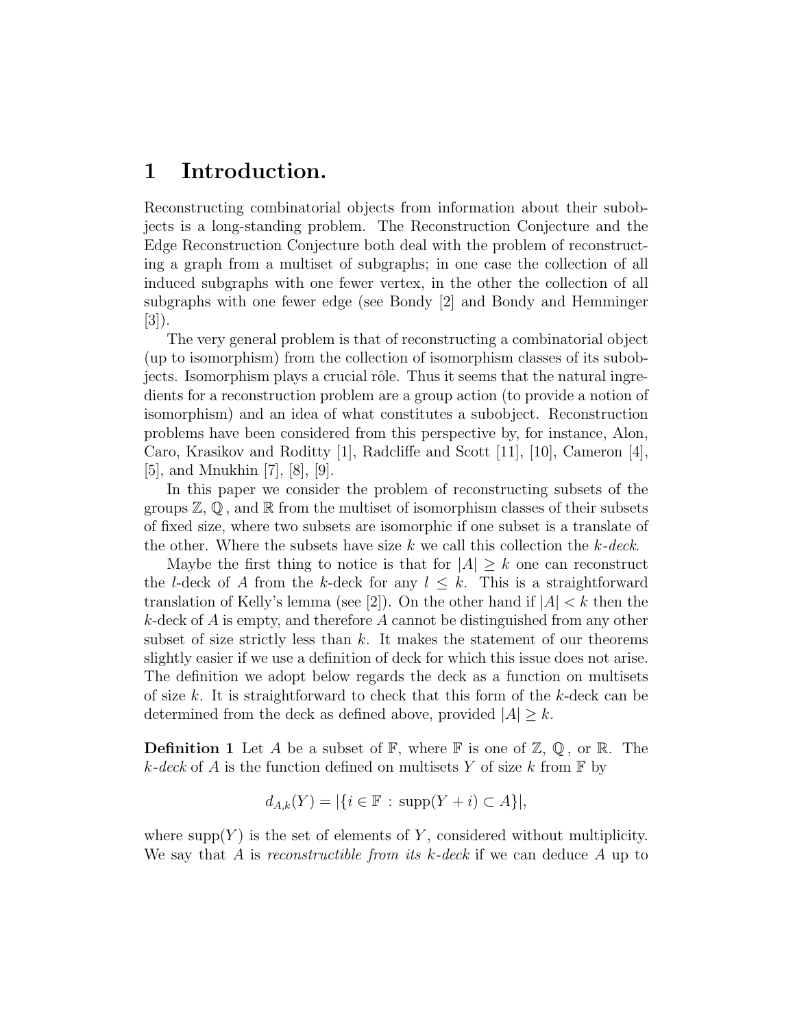# 1 Introduction.

Reconstructing combinatorial objects from information about their subobjects is a long-standing problem. The Reconstruction Conjecture and the Edge Reconstruction Conjecture both deal with the problem of reconstructing a graph from a multiset of subgraphs; in one case the collection of all induced subgraphs with one fewer vertex, in the other the collection of all subgraphs with one fewer edge (see Bondy [2] and Bondy and Hemminger [3]).

The very general problem is that of reconstructing a combinatorial object (up to isomorphism) from the collection of isomorphism classes of its subobjects. Isomorphism plays a crucial rôle. Thus it seems that the natural ingredients for a reconstruction problem are a group action (to provide a notion of isomorphism) and an idea of what constitutes a subobject. Reconstruction problems have been considered from this perspective by, for instance, Alon, Caro, Krasikov and Roditty [1], Radcliffe and Scott [11], [10], Cameron [4], [5], and Mnukhin [7], [8], [9].

In this paper we consider the problem of reconstructing subsets of the groups $\mathbb{Z}$, $\mathbb{Q}$, and $\mathbb{R}$ from the multiset of isomorphism classes of their subsets of fixed size, where two subsets are isomorphic if one subset is a translate of the other. Where the subsets have size $k$ we call this collection the *$k$-deck*.

Maybe the first thing to notice is that for $|A| \geq k$ one can reconstruct the $l$-deck of $A$ from the $k$-deck for any $l \leq k$. This is a straightforward translation of Kelly's lemma (see [2]). On the other hand if $|A| < k$ then the $k$-deck of $A$ is empty, and therefore $A$ cannot be distinguished from any other subset of size strictly less than $k$. It makes the statement of our theorems slightly easier if we use a definition of deck for which this issue does not arise. The definition we adopt below regards the deck as a function on multisets of size $k$. It is straightforward to check that this form of the $k$-deck can be determined from the deck as defined above, provided $|A| \geq k$.

**Definition 1** Let $A$ be a subset of $\mathbb{F}$, where $\mathbb{F}$ is one of $\mathbb{Z}$, $\mathbb{Q}$, or $\mathbb{R}$. The *$k$-deck* of $A$ is the function defined on multisets $Y$ of size $k$ from $\mathbb{F}$ by

$$d_{A,k}(Y) = |\{i \in \mathbb{F} : \operatorname{supp}(Y + i) \subset A\}|,$$

where $\operatorname{supp}(Y)$ is the set of elements of $Y$, considered without multiplicity. We say that $A$ is *reconstructible from its $k$-deck* if we can deduce $A$ up to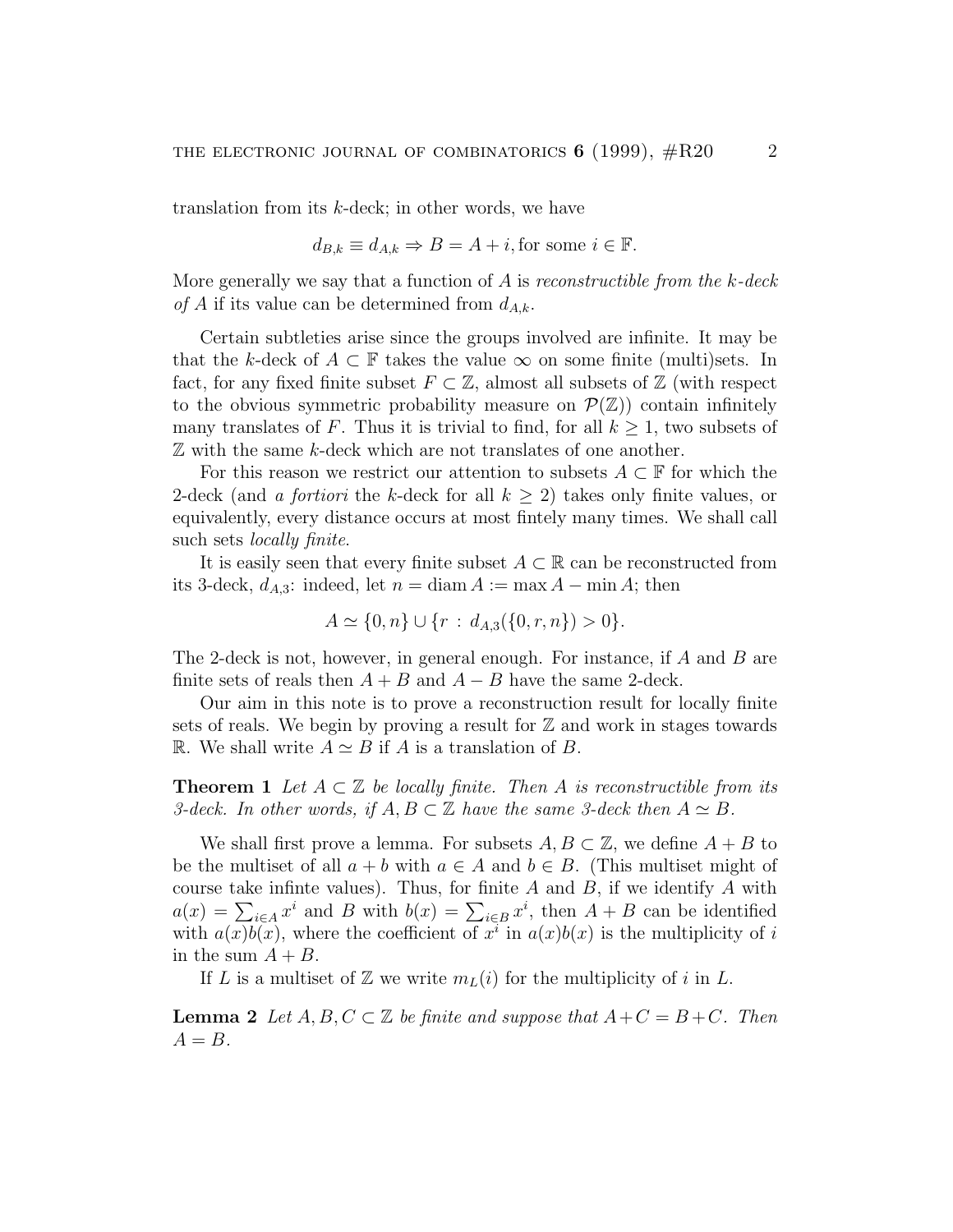translation from its $k$-deck; in other words, we have

$$d_{B,k} \equiv d_{A,k} \Rightarrow B = A + i, \text{for some } i \in \mathbb{F}.$$

More generally we say that a function of $A$ is *reconstructible from the $k$-deck of $A$* if its value can be determined from $d_{A,k}$.

Certain subtleties arise since the groups involved are infinite. It may be that the $k$-deck of $A \subset \mathbb{F}$ takes the value $\infty$ on some finite (multi)sets. In fact, for any fixed finite subset $F \subset \mathbb{Z}$, almost all subsets of $\mathbb{Z}$ (with respect to the obvious symmetric probability measure on $\mathcal{P}(\mathbb{Z})$) contain infinitely many translates of $F$. Thus it is trivial to find, for all $k \geq 1$, two subsets of $\mathbb{Z}$ with the same $k$-deck which are not translates of one another.

For this reason we restrict our attention to subsets $A \subset \mathbb{F}$ for which the 2-deck (and *a fortiori* the $k$-deck for all $k \geq 2$) takes only finite values, or equivalently, every distance occurs at most fintely many times. We shall call such sets *locally finite*.

It is easily seen that every finite subset $A \subset \mathbb{R}$ can be reconstructed from its 3-deck, $d_{A,3}$: indeed, let $n = \operatorname{diam} A := \max A - \min A$; then

$$A \simeq \{0, n\} \cup \{r \, : \, d_{A,3}(\{0, r, n\}) > 0\}.$$

The 2-deck is not, however, in general enough. For instance, if $A$ and $B$ are finite sets of reals then $A + B$ and $A - B$ have the same 2-deck.

Our aim in this note is to prove a reconstruction result for locally finite sets of reals. We begin by proving a result for $\mathbb{Z}$ and work in stages towards $\mathbb{R}$. We shall write $A \simeq B$ if $A$ is a translation of $B$.

**Theorem 1** *Let $A \subset \mathbb{Z}$ be locally finite. Then $A$ is reconstructible from its 3-deck. In other words, if $A, B \subset \mathbb{Z}$ have the same 3-deck then $A \simeq B$.*

We shall first prove a lemma. For subsets $A, B \subset \mathbb{Z}$, we define $A + B$ to be the multiset of all $a + b$ with $a \in A$ and $b \in B$. (This multiset might of course take infinte values). Thus, for finite $A$ and $B$, if we identify $A$ with $a(x) = \sum_{i \in A} x^i$ and $B$ with $b(x) = \sum_{i \in B} x^i$, then $A + B$ can be identified with $a(x)b(x)$, where the coefficient of $x^i$ in $a(x)b(x)$ is the multiplicity of $i$ in the sum $A + B$.

If $L$ is a multiset of $\mathbb{Z}$ we write $m_L(i)$ for the multiplicity of $i$ in $L$.

**Lemma 2** *Let $A, B, C \subset \mathbb{Z}$ be finite and suppose that $A + C = B + C$. Then $A = B$.*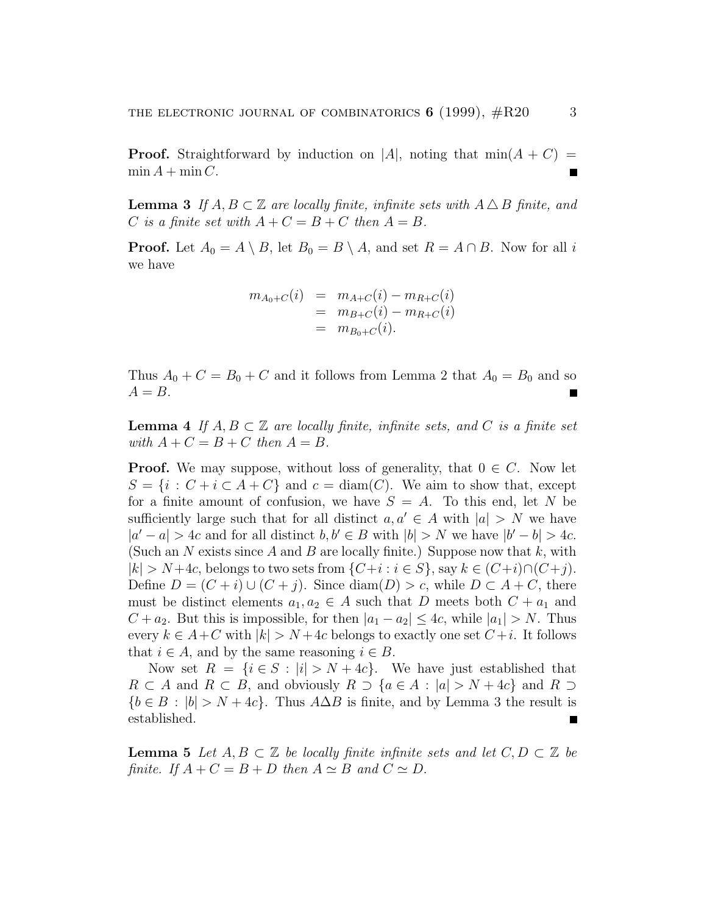**Proof.** Straightforward by induction on $|A|$, noting that $\min(A + C) = \min A + \min C$. ∎

**Lemma 3** *If $A, B \subset \mathbb{Z}$ are locally finite, infinite sets with $A \triangle B$ finite, and $C$ is a finite set with $A + C = B + C$ then $A = B$.*

**Proof.** Let $A_0 = A \setminus B$, let $B_0 = B \setminus A$, and set $R = A \cap B$. Now for all $i$ we have

$$\begin{aligned} m_{A_0+C}(i) &= m_{A+C}(i) - m_{R+C}(i) \\ &= m_{B+C}(i) - m_{R+C}(i) \\ &= m_{B_0+C}(i). \end{aligned}$$

Thus $A_0 + C = B_0 + C$ and it follows from Lemma 2 that $A_0 = B_0$ and so $A = B$. ∎

**Lemma 4** *If $A, B \subset \mathbb{Z}$ are locally finite, infinite sets, and $C$ is a finite set with $A + C = B + C$ then $A = B$.*

**Proof.** We may suppose, without loss of generality, that $0 \in C$. Now let $S = \{i : C + i \subset A + C\}$ and $c = \mathrm{diam}(C)$. We aim to show that, except for a finite amount of confusion, we have $S = A$. To this end, let $N$ be sufficiently large such that for all distinct $a, a' \in A$ with $|a| > N$ we have $|a' - a| > 4c$ and for all distinct $b, b' \in B$ with $|b| > N$ we have $|b' - b| > 4c$. (Such an $N$ exists since $A$ and $B$ are locally finite.) Suppose now that $k$, with $|k| > N + 4c$, belongs to two sets from $\{C + i : i \in S\}$, say $k \in (C + i) \cap (C + j)$. Define $D = (C + i) \cup (C + j)$. Since $\mathrm{diam}(D) > c$, while $D \subset A + C$, there must be distinct elements $a_1, a_2 \in A$ such that $D$ meets both $C + a_1$ and $C + a_2$. But this is impossible, for then $|a_1 - a_2| \leq 4c$, while $|a_1| > N$. Thus every $k \in A + C$ with $|k| > N + 4c$ belongs to exactly one set $C + i$. It follows that $i \in A$, and by the same reasoning $i \in B$.

Now set $R = \{i \in S : |i| > N + 4c\}$. We have just established that $R \subset A$ and $R \subset B$, and obviously $R \supset \{a \in A : |a| > N + 4c\}$ and $R \supset \{b \in B : |b| > N + 4c\}$. Thus $A \Delta B$ is finite, and by Lemma 3 the result is established. ∎

**Lemma 5** *Let $A, B \subset \mathbb{Z}$ be locally finite infinite sets and let $C, D \subset \mathbb{Z}$ be finite. If $A + C = B + D$ then $A \simeq B$ and $C \simeq D$.*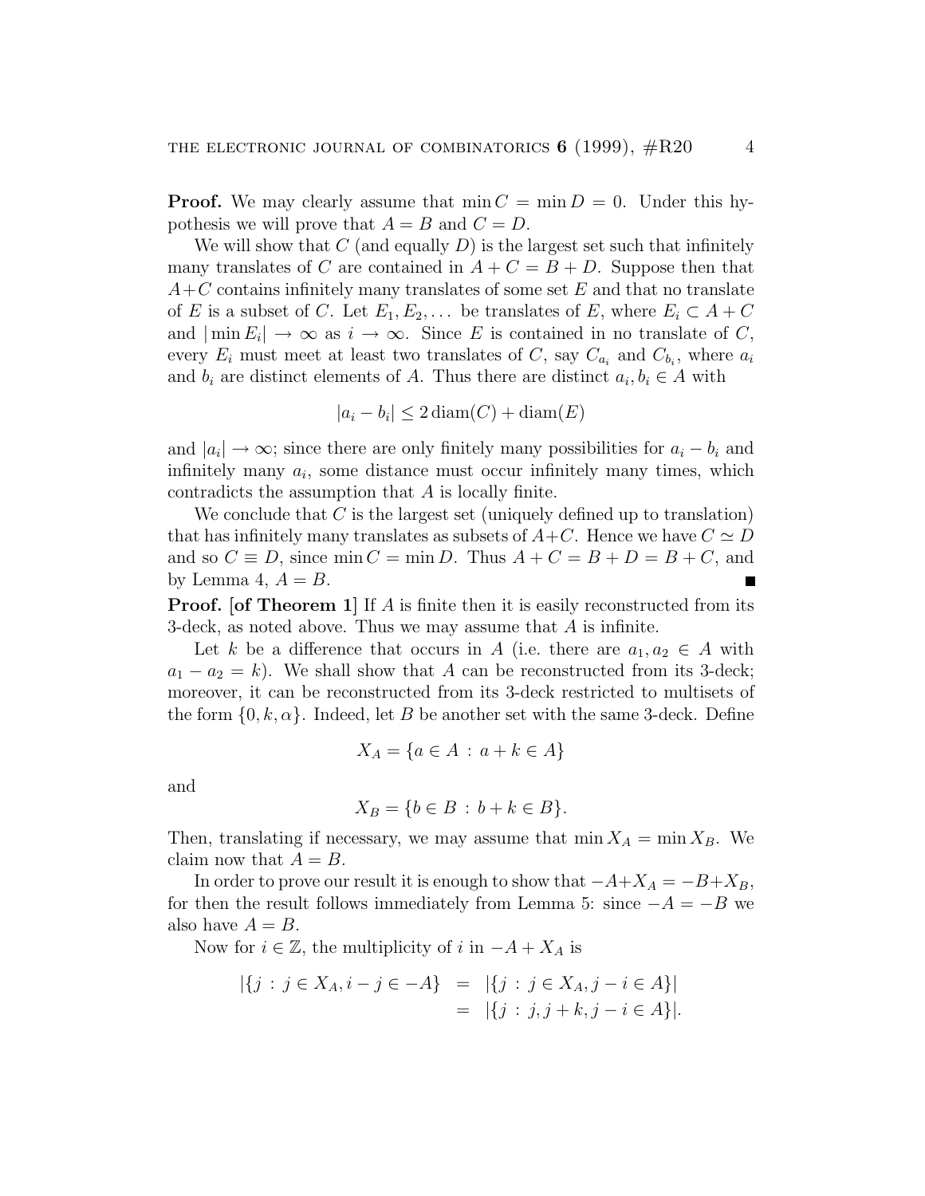**Proof.** We may clearly assume that $\min C = \min D = 0$. Under this hypothesis we will prove that $A = B$ and $C = D$.

We will show that $C$ (and equally $D$) is the largest set such that infinitely many translates of $C$ are contained in $A + C = B + D$. Suppose then that $A+C$ contains infinitely many translates of some set $E$ and that no translate of $E$ is a subset of $C$. Let $E_1, E_2, \ldots$ be translates of $E$, where $E_i \subset A + C$ and $|\min E_i| \to \infty$ as $i \to \infty$. Since $E$ is contained in no translate of $C$, every $E_i$ must meet at least two translates of $C$, say $C_{a_i}$ and $C_{b_i}$, where $a_i$ and $b_i$ are distinct elements of $A$. Thus there are distinct $a_i, b_i \in A$ with

$$|a_i - b_i| \leq 2\,\mathrm{diam}(C) + \mathrm{diam}(E)$$

and $|a_i| \to \infty$; since there are only finitely many possibilities for $a_i - b_i$ and infinitely many $a_i$, some distance must occur infinitely many times, which contradicts the assumption that $A$ is locally finite.

We conclude that $C$ is the largest set (uniquely defined up to translation) that has infinitely many translates as subsets of $A+C$. Hence we have $C \simeq D$ and so $C \equiv D$, since $\min C = \min D$. Thus $A + C = B + D = B + C$, and by Lemma 4, $A = B$. ∎

**Proof. [of Theorem 1]** If $A$ is finite then it is easily reconstructed from its 3-deck, as noted above. Thus we may assume that $A$ is infinite.

Let $k$ be a difference that occurs in $A$ (i.e. there are $a_1, a_2 \in A$ with $a_1 - a_2 = k$). We shall show that $A$ can be reconstructed from its 3-deck; moreover, it can be reconstructed from its 3-deck restricted to multisets of the form $\{0, k, \alpha\}$. Indeed, let $B$ be another set with the same 3-deck. Define

$$X_A = \{a \in A \,:\, a + k \in A\}$$

and

$$X_B = \{b \in B \,:\, b + k \in B\}.$$

Then, translating if necessary, we may assume that $\min X_A = \min X_B$. We claim now that $A = B$.

In order to prove our result it is enough to show that $-A+X_A = -B+X_B$, for then the result follows immediately from Lemma 5: since $-A = -B$ we also have $A = B$.

Now for $i \in \mathbb{Z}$, the multiplicity of $i$ in $-A + X_A$ is

$$\begin{aligned}
|\{j \,:\, j \in X_A, i - j \in -A\}| &= |\{j \,:\, j \in X_A, j - i \in A\}| \\
&= |\{j \,:\, j, j + k, j - i \in A\}|.
\end{aligned}$$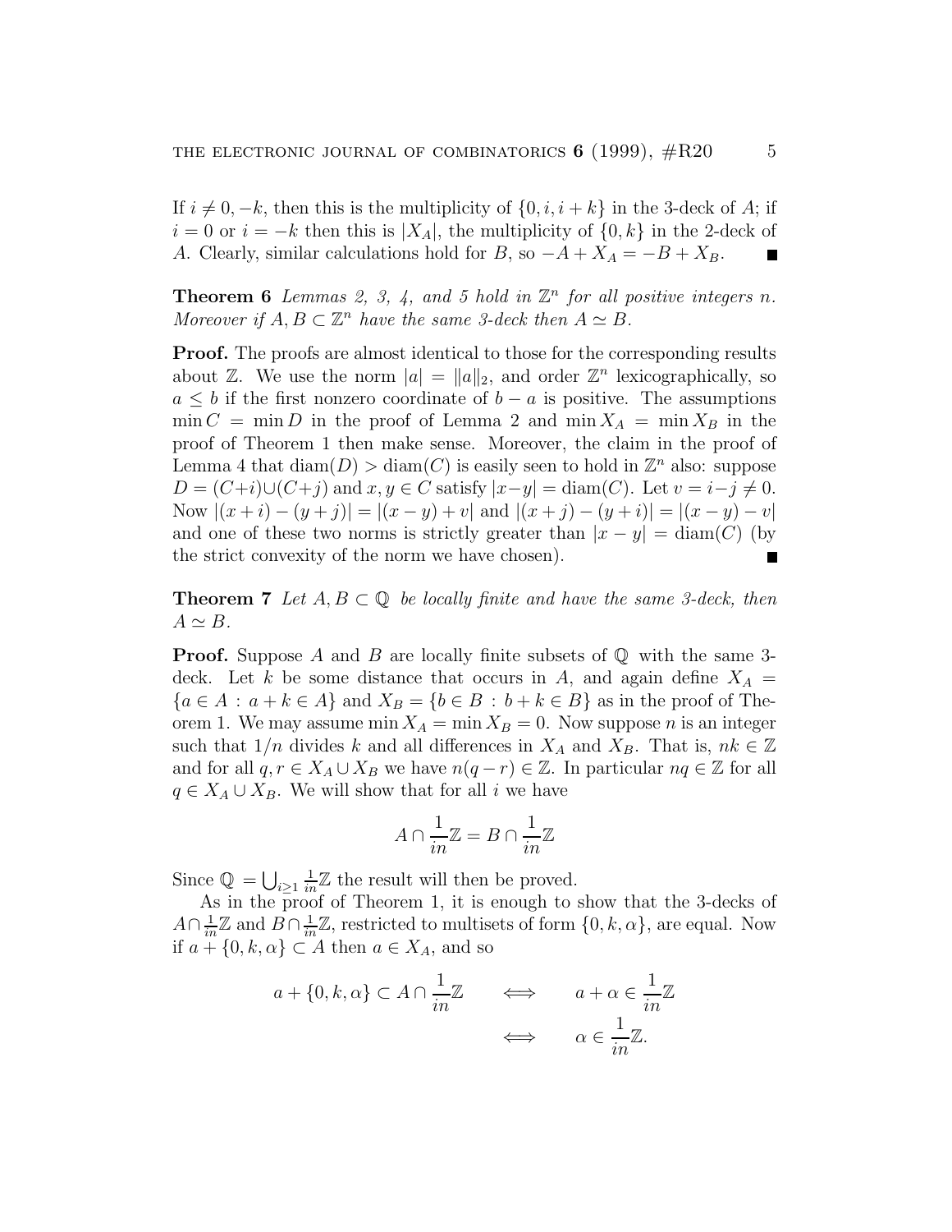If $i \neq 0, -k$, then this is the multiplicity of $\{0, i, i+k\}$ in the 3-deck of $A$; if $i = 0$ or $i = -k$ then this is $|X_A|$, the multiplicity of $\{0, k\}$ in the 2-deck of $A$. Clearly, similar calculations hold for $B$, so $-A + X_A = -B + X_B$. ∎

**Theorem 6** *Lemmas 2, 3, 4, and 5 hold in $\mathbb{Z}^n$ for all positive integers $n$. Moreover if $A, B \subset \mathbb{Z}^n$ have the same 3-deck then $A \simeq B$.*

**Proof.** The proofs are almost identical to those for the corresponding results about $\mathbb{Z}$. We use the norm $|a| = \|a\|_2$, and order $\mathbb{Z}^n$ lexicographically, so $a \leq b$ if the first nonzero coordinate of $b - a$ is positive. The assumptions $\min C = \min D$ in the proof of Lemma 2 and $\min X_A = \min X_B$ in the proof of Theorem 1 then make sense. Moreover, the claim in the proof of Lemma 4 that $\operatorname{diam}(D) > \operatorname{diam}(C)$ is easily seen to hold in $\mathbb{Z}^n$ also: suppose $D = (C+i) \cup (C+j)$ and $x, y \in C$ satisfy $|x-y| = \operatorname{diam}(C)$. Let $v = i-j \neq 0$. Now $|(x+i)-(y+j)| = |(x-y)+v|$ and $|(x+j)-(y+i)| = |(x-y)-v|$ and one of these two norms is strictly greater than $|x-y| = \operatorname{diam}(C)$ (by the strict convexity of the norm we have chosen). ∎

**Theorem 7** *Let $A, B \subset \mathbb{Q}$ be locally finite and have the same 3-deck, then $A \simeq B$.*

**Proof.** Suppose $A$ and $B$ are locally finite subsets of $\mathbb{Q}$ with the same 3-deck. Let $k$ be some distance that occurs in $A$, and again define $X_A = \{a \in A : a+k \in A\}$ and $X_B = \{b \in B : b+k \in B\}$ as in the proof of Theorem 1. We may assume $\min X_A = \min X_B = 0$. Now suppose $n$ is an integer such that $1/n$ divides $k$ and all differences in $X_A$ and $X_B$. That is, $nk \in \mathbb{Z}$ and for all $q, r \in X_A \cup X_B$ we have $n(q-r) \in \mathbb{Z}$. In particular $nq \in \mathbb{Z}$ for all $q \in X_A \cup X_B$. We will show that for all $i$ we have

$$A \cap \frac{1}{in}\mathbb{Z} = B \cap \frac{1}{in}\mathbb{Z}$$

Since $\mathbb{Q} = \bigcup_{i \geq 1} \frac{1}{in}\mathbb{Z}$ the result will then be proved.

As in the proof of Theorem 1, it is enough to show that the 3-decks of $A \cap \frac{1}{in}\mathbb{Z}$ and $B \cap \frac{1}{in}\mathbb{Z}$, restricted to multisets of form $\{0, k, \alpha\}$, are equal. Now if $a + \{0, k, \alpha\} \subset A$ then $a \in X_A$, and so

$$\begin{aligned} a + \{0, k, \alpha\} \subset A \cap \frac{1}{in}\mathbb{Z} \qquad &\iff \qquad a + \alpha \in \frac{1}{in}\mathbb{Z} \\ &\iff \qquad \alpha \in \frac{1}{in}\mathbb{Z}. \end{aligned}$$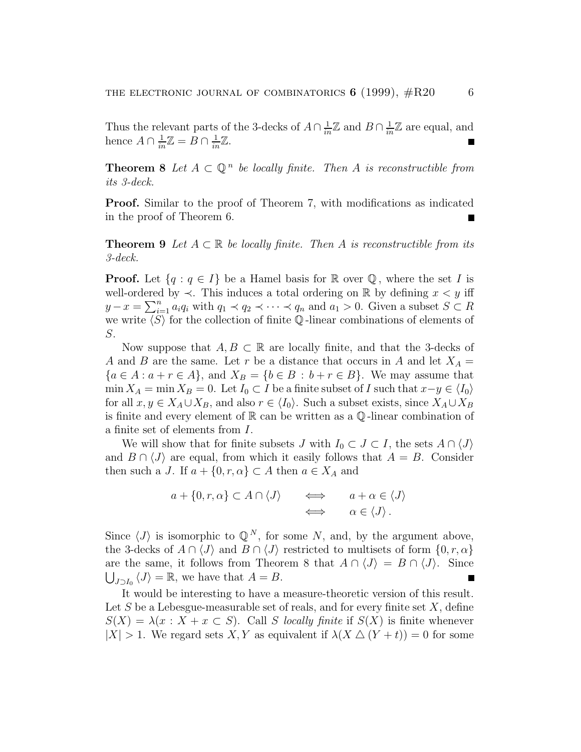Thus the relevant parts of the 3-decks of $A \cap \frac{1}{in}\mathbb{Z}$ and $B \cap \frac{1}{in}\mathbb{Z}$ are equal, and hence $A \cap \frac{1}{in}\mathbb{Z} = B \cap \frac{1}{in}\mathbb{Z}$. ∎

**Theorem 8** *Let $A \subset \mathbb{Q}^n$ be locally finite. Then $A$ is reconstructible from its 3-deck.*

**Proof.** Similar to the proof of Theorem 7, with modifications as indicated in the proof of Theorem 6. ∎

**Theorem 9** *Let $A \subset \mathbb{R}$ be locally finite. Then $A$ is reconstructible from its 3-deck.*

**Proof.** Let $\{q : q \in I\}$ be a Hamel basis for $\mathbb{R}$ over $\mathbb{Q}$, where the set $I$ is well-ordered by $\prec$. This induces a total ordering on $\mathbb{R}$ by defining $x < y$ iff $y - x = \sum_{i=1}^{n} a_i q_i$ with $q_1 \prec q_2 \prec \cdots \prec q_n$ and $a_1 > 0$. Given a subset $S \subset R$ we write $\langle S \rangle$ for the collection of finite $\mathbb{Q}$-linear combinations of elements of $S$.

Now suppose that $A, B \subset \mathbb{R}$ are locally finite, and that the 3-decks of $A$ and $B$ are the same. Let $r$ be a distance that occurs in $A$ and let $X_A = \{a \in A : a + r \in A\}$, and $X_B = \{b \in B : b + r \in B\}$. We may assume that $\min X_A = \min X_B = 0$. Let $I_0 \subset I$ be a finite subset of $I$ such that $x - y \in \langle I_0 \rangle$ for all $x, y \in X_A \cup X_B$, and also $r \in \langle I_0 \rangle$. Such a subset exists, since $X_A \cup X_B$ is finite and every element of $\mathbb{R}$ can be written as a $\mathbb{Q}$-linear combination of a finite set of elements from $I$.

We will show that for finite subsets $J$ with $I_0 \subset J \subset I$, the sets $A \cap \langle J \rangle$ and $B \cap \langle J \rangle$ are equal, from which it easily follows that $A = B$. Consider then such a $J$. If $a + \{0, r, \alpha\} \subset A$ then $a \in X_A$ and

$$\begin{aligned} a + \{0, r, \alpha\} \subset A \cap \langle J \rangle \quad &\iff \quad a + \alpha \in \langle J \rangle \\ &\iff \quad \alpha \in \langle J \rangle . \end{aligned}$$

Since $\langle J \rangle$ is isomorphic to $\mathbb{Q}^N$, for some $N$, and, by the argument above, the 3-decks of $A \cap \langle J \rangle$ and $B \cap \langle J \rangle$ restricted to multisets of form $\{0, r, \alpha\}$ are the same, it follows from Theorem 8 that $A \cap \langle J \rangle = B \cap \langle J \rangle$. Since $\bigcup_{J \supset I_0} \langle J \rangle = \mathbb{R}$, we have that $A = B$. ∎

It would be interesting to have a measure-theoretic version of this result. Let $S$ be a Lebesgue-measurable set of reals, and for every finite set $X$, define $S(X) = \lambda(x : X + x \subset S)$. Call $S$ *locally finite* if $S(X)$ is finite whenever $|X| > 1$. We regard sets $X, Y$ as equivalent if $\lambda(X \bigtriangleup (Y + t)) = 0$ for some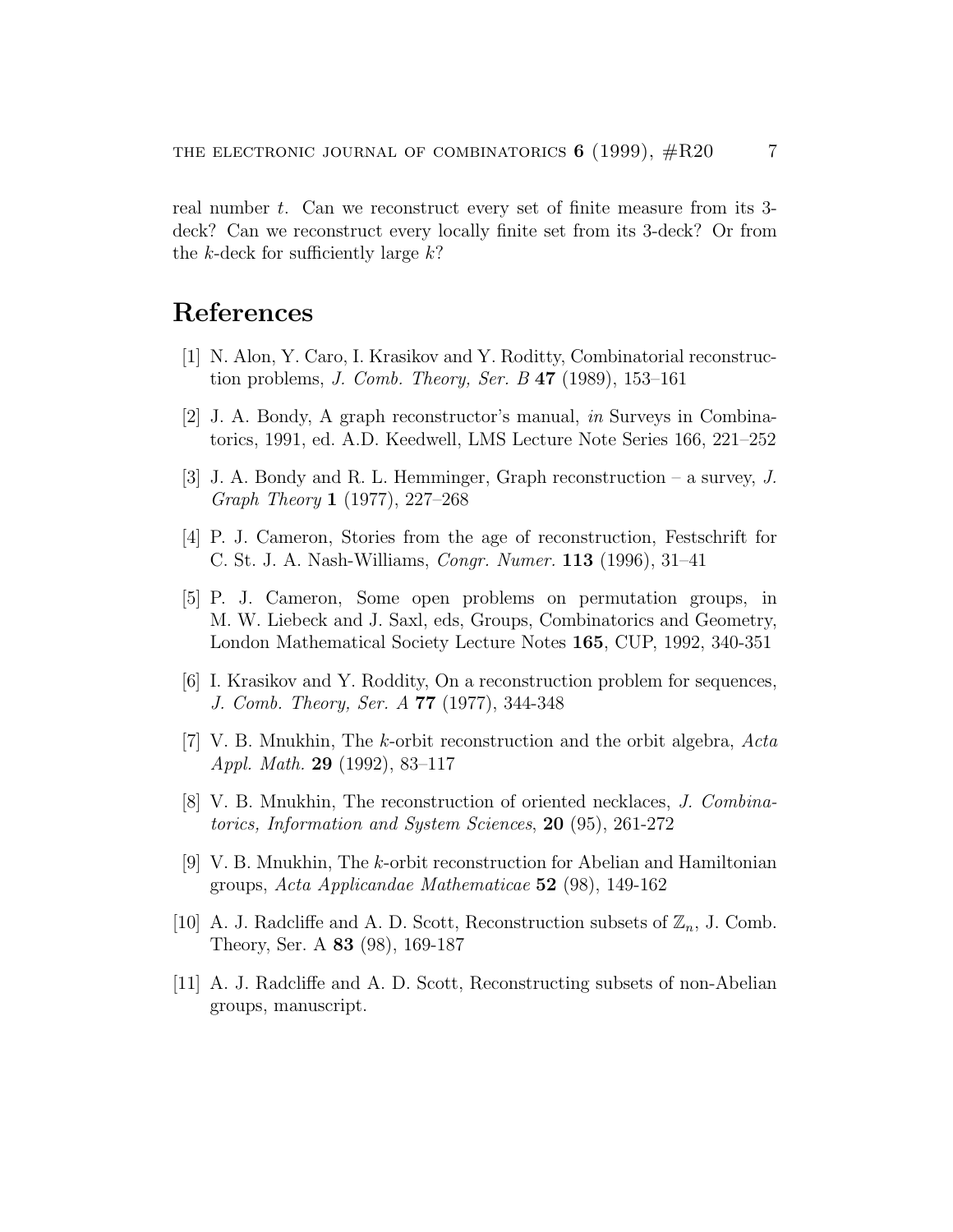real number $t$. Can we reconstruct every set of finite measure from its 3-deck? Can we reconstruct every locally finite set from its 3-deck? Or from the $k$-deck for sufficiently large $k$?

# References

[1] N. Alon, Y. Caro, I. Krasikov and Y. Roditty, Combinatorial reconstruction problems, *J. Comb. Theory, Ser. B* **47** (1989), 153–161

[2] J. A. Bondy, A graph reconstructor's manual, *in* Surveys in Combinatorics, 1991, ed. A.D. Keedwell, LMS Lecture Note Series 166, 221–252

[3] J. A. Bondy and R. L. Hemminger, Graph reconstruction – a survey, *J. Graph Theory* **1** (1977), 227–268

[4] P. J. Cameron, Stories from the age of reconstruction, Festschrift for C. St. J. A. Nash-Williams, *Congr. Numer.* **113** (1996), 31–41

[5] P. J. Cameron, Some open problems on permutation groups, in M. W. Liebeck and J. Saxl, eds, Groups, Combinatorics and Geometry, London Mathematical Society Lecture Notes **165**, CUP, 1992, 340-351

[6] I. Krasikov and Y. Roddity, On a reconstruction problem for sequences, *J. Comb. Theory, Ser. A* **77** (1977), 344-348

[7] V. B. Mnukhin, The $k$-orbit reconstruction and the orbit algebra, *Acta Appl. Math.* **29** (1992), 83–117

[8] V. B. Mnukhin, The reconstruction of oriented necklaces, *J. Combinatorics, Information and System Sciences*, **20** (95), 261-272

[9] V. B. Mnukhin, The $k$-orbit reconstruction for Abelian and Hamiltonian groups, *Acta Applicandae Mathematicae* **52** (98), 149-162

[10] A. J. Radcliffe and A. D. Scott, Reconstruction subsets of $\mathbb{Z}_n$, J. Comb. Theory, Ser. A **83** (98), 169-187

[11] A. J. Radcliffe and A. D. Scott, Reconstructing subsets of non-Abelian groups, manuscript.